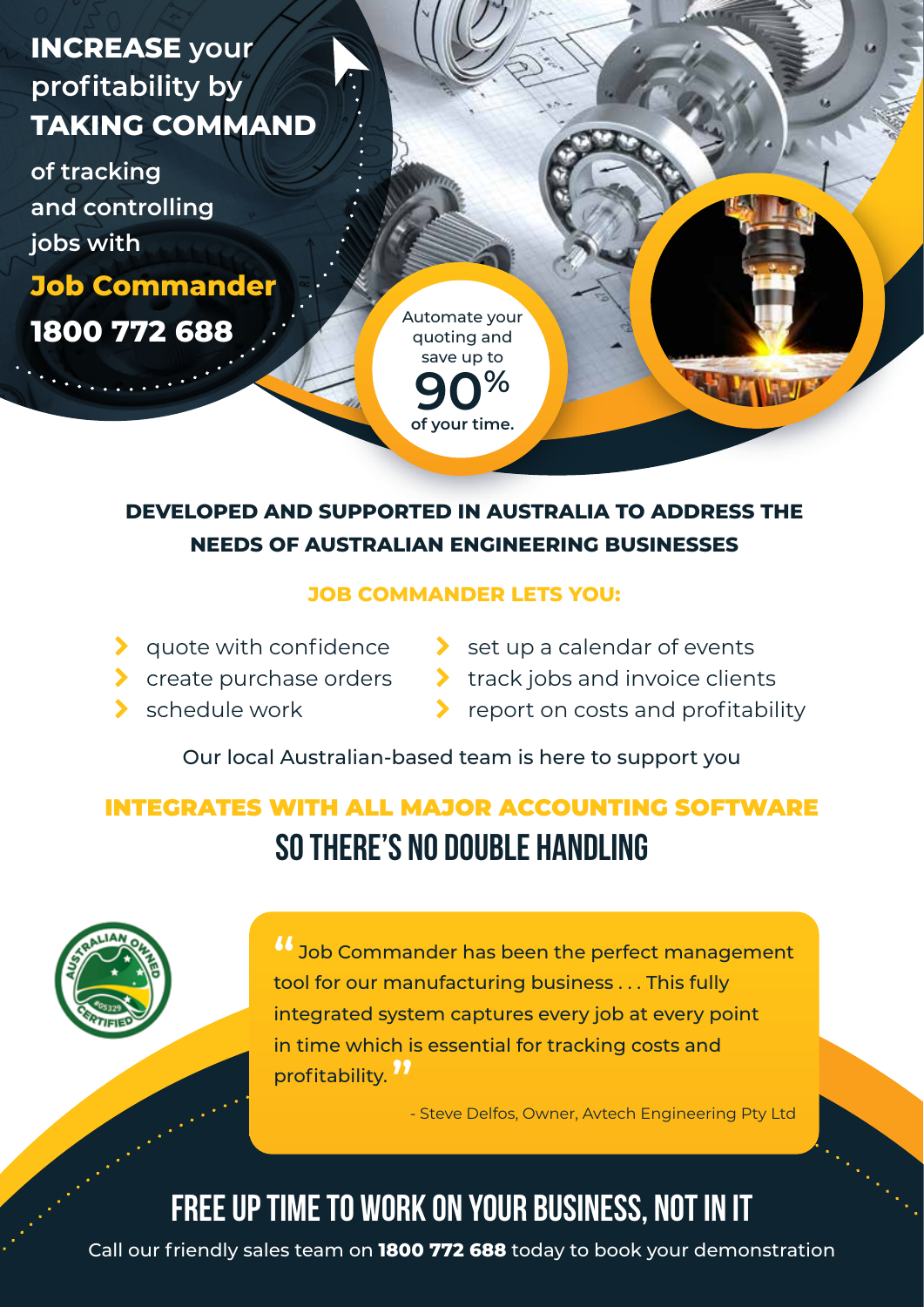# **INCREASE** your profitability by **TAKING COMMAND** of tracking and controlling jobs with **Job Commander**

**1800 772 688**

Automate your quoting and save up to **90%** of your time.

## DEVELOPED AND SUPPORTED IN AUSTRALIA TO ADDRESS THE NEEDS OF AUSTRALIAN ENGINEERING BUSINESSES

### JOB COMMANDER LETS YOU:

- quote with confidence
- create purchase orders
- schedule work
- set up a calendar of events
- track jobs and invoice clients
- report on costs and profitability

Our local Australian-based team is here to support you

## INTEGRATES WITH ALL MAJOR ACCOUNTING SOFTWARE

## SO THERE'S NO DOUBLE HANDLING

AUSTRALIAN OWNED CERTIFIED #05329

> "Job Commander has been the perfect management tool for our manufacturing business . . . This fully integrated system captures every job at every point in time which is essential for tracking costs and profitability."
>
> \- Steve Delfos, Owner, Avtech Engineering Pty Ltd

## FREE UP TIME TO WORK ON YOUR BUSINESS, NOT IN IT

Call our friendly sales team on **1800 772 688** today to book your demonstration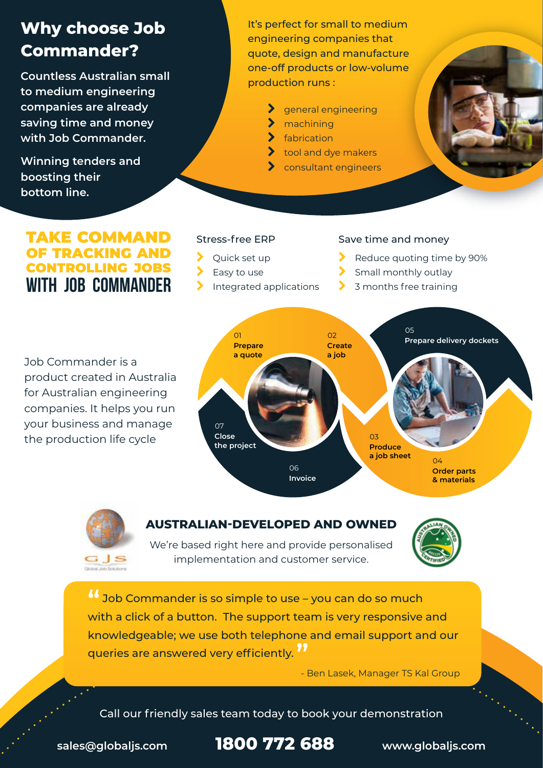## Why choose Job Commander?

**Countless Australian small to medium engineering companies are already saving time and money with Job Commander.**

**Winning tenders and boosting their bottom line.**

It's perfect for small to medium engineering companies that quote, design and manufacture one-off products or low-volume production runs :

- general engineering
- machining
- fabrication
- tool and dye makers
- consultant engineers

## TAKE COMMAND OF TRACKING AND CONTROLLING JOBS WITH JOB COMMANDER

### Stress-free ERP

- Quick set up
- Easy to use
- Integrated applications

### Save time and money

- Reduce quoting time by 90%
- Small monthly outlay
- 3 months free training

Job Commander is a product created in Australia for Australian engineering companies. It helps you run your business and manage the production life cycle

01 **Prepare a quote**

02 **Create a job**

03 **Produce a job sheet**

04 **Order parts & materials**

05 **Prepare delivery dockets**

06 **Invoice**

07 **Close the project**

GJS Global Job Solutions

## AUSTRALIAN-DEVELOPED AND OWNED

We're based right here and provide personalised implementation and customer service.

AUSTRALIAN OWNED CERTIFIED

> "Job Commander is so simple to use – you can do so much with a click of a button. The support team is very responsive and knowledgeable; we use both telephone and email support and our queries are answered very efficiently."
>
> \- Ben Lasek, Manager TS Kal Group

Call our friendly sales team today to book your demonstration

**sales@globaljs.com** **1800 772 688** **www.globaljs.com**